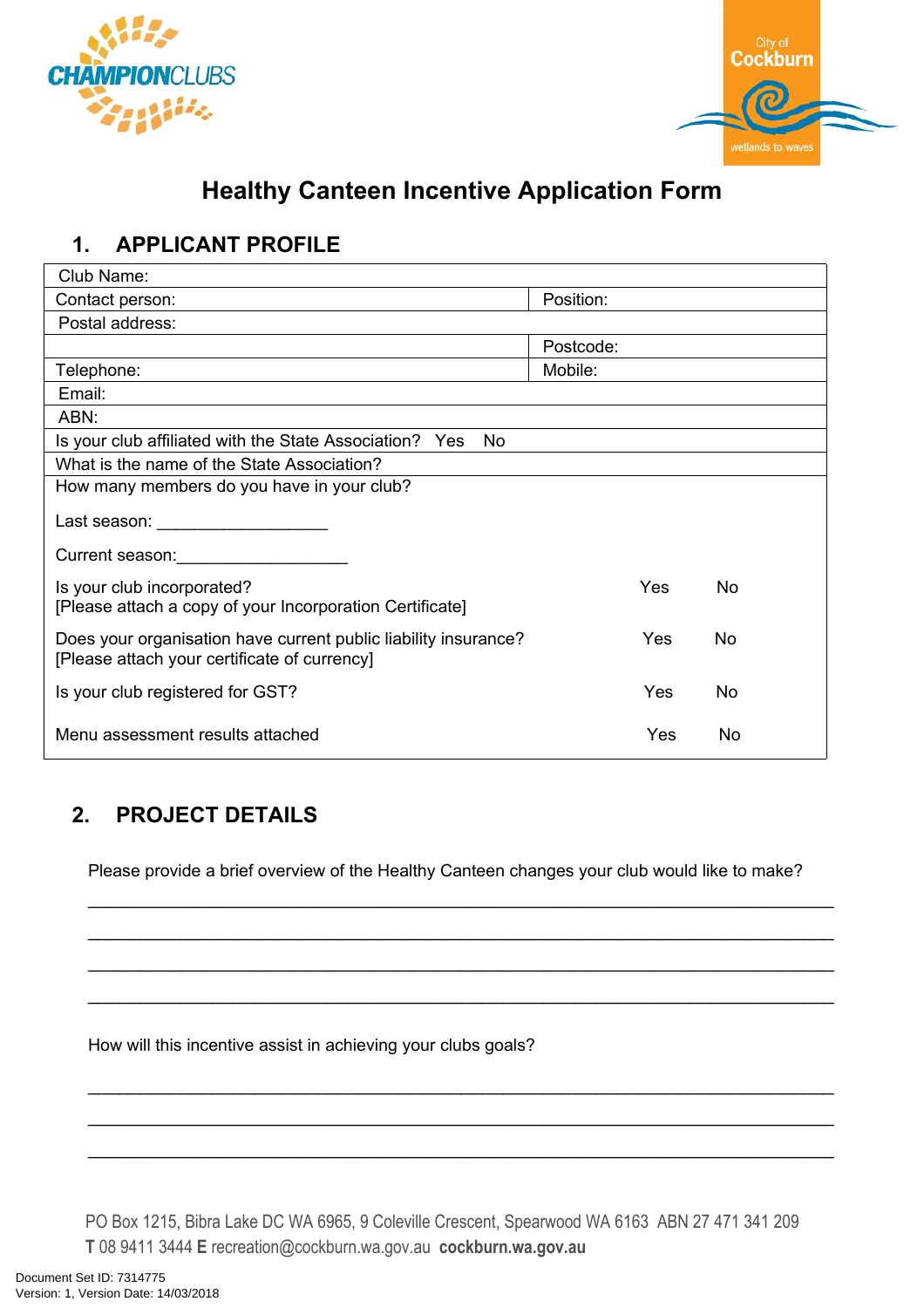CHAMPIONCLUBS

City of Cockburn
wetlands to waves

# Healthy Canteen Incentive Application Form

## 1. APPLICANT PROFILE

| Club Name: | |
|---|---|
| Contact person: | Position: |
| Postal address: | |
| | Postcode: |
| Telephone: | Mobile: |
| Email: | |
| ABN: | |
| Is your club affiliated with the State Association? Yes No | |
| What is the name of the State Association? | |

How many members do you have in your club?

Last season: __________________

Current season:__________________

Is your club incorporated? Yes No
[Please attach a copy of your Incorporation Certificate]

Does your organisation have current public liability insurance? Yes No
[Please attach your certificate of currency]

Is your club registered for GST? Yes No

Menu assessment results attached Yes No

## 2. PROJECT DETAILS

Please provide a brief overview of the Healthy Canteen changes your club would like to make?

______________________________________________________________________________

______________________________________________________________________________

______________________________________________________________________________

______________________________________________________________________________

How will this incentive assist in achieving your clubs goals?

______________________________________________________________________________

______________________________________________________________________________

______________________________________________________________________________

PO Box 1215, Bibra Lake DC WA 6965, 9 Coleville Crescent, Spearwood WA 6163 ABN 27 471 341 209
**T** 08 9411 3444 **E** recreation@cockburn.wa.gov.au **cockburn.wa.gov.au**

Document Set ID: 7314775
Version: 1, Version Date: 14/03/2018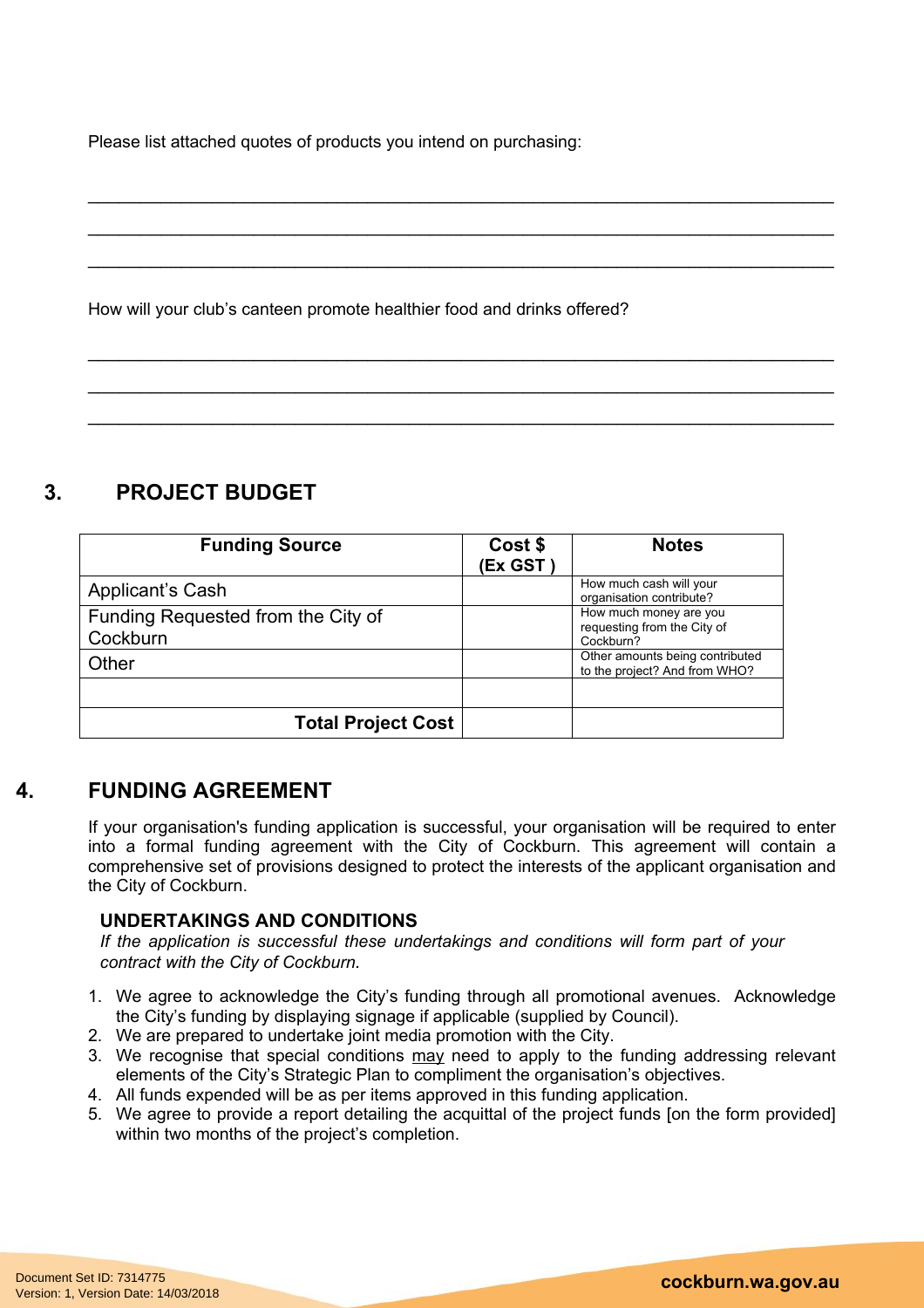Please list attached quotes of products you intend on purchasing:

\_\_\_\_\_\_\_\_\_\_\_\_\_\_\_\_\_\_\_\_\_\_\_\_\_\_\_\_\_\_\_\_\_\_\_\_\_\_\_\_\_\_\_\_\_\_\_\_\_\_\_\_\_\_\_\_\_\_\_\_\_\_\_\_\_\_\_\_\_\_\_\_

\_\_\_\_\_\_\_\_\_\_\_\_\_\_\_\_\_\_\_\_\_\_\_\_\_\_\_\_\_\_\_\_\_\_\_\_\_\_\_\_\_\_\_\_\_\_\_\_\_\_\_\_\_\_\_\_\_\_\_\_\_\_\_\_\_\_\_\_\_\_\_\_

\_\_\_\_\_\_\_\_\_\_\_\_\_\_\_\_\_\_\_\_\_\_\_\_\_\_\_\_\_\_\_\_\_\_\_\_\_\_\_\_\_\_\_\_\_\_\_\_\_\_\_\_\_\_\_\_\_\_\_\_\_\_\_\_\_\_\_\_\_\_\_\_

How will your club's canteen promote healthier food and drinks offered?

\_\_\_\_\_\_\_\_\_\_\_\_\_\_\_\_\_\_\_\_\_\_\_\_\_\_\_\_\_\_\_\_\_\_\_\_\_\_\_\_\_\_\_\_\_\_\_\_\_\_\_\_\_\_\_\_\_\_\_\_\_\_\_\_\_\_\_\_\_\_\_\_

\_\_\_\_\_\_\_\_\_\_\_\_\_\_\_\_\_\_\_\_\_\_\_\_\_\_\_\_\_\_\_\_\_\_\_\_\_\_\_\_\_\_\_\_\_\_\_\_\_\_\_\_\_\_\_\_\_\_\_\_\_\_\_\_\_\_\_\_\_\_\_\_

\_\_\_\_\_\_\_\_\_\_\_\_\_\_\_\_\_\_\_\_\_\_\_\_\_\_\_\_\_\_\_\_\_\_\_\_\_\_\_\_\_\_\_\_\_\_\_\_\_\_\_\_\_\_\_\_\_\_\_\_\_\_\_\_\_\_\_\_\_\_\_\_

## 3. PROJECT BUDGET

| Funding Source | Cost $ (Ex GST ) | Notes |
|---|---|---|
| Applicant's Cash | | How much cash will your organisation contribute? |
| Funding Requested from the City of Cockburn | | How much money are you requesting from the City of Cockburn? |
| Other | | Other amounts being contributed to the project? And from WHO? |
| | | |
| **Total Project Cost** | | |

## 4. FUNDING AGREEMENT

If your organisation's funding application is successful, your organisation will be required to enter into a formal funding agreement with the City of Cockburn. This agreement will contain a comprehensive set of provisions designed to protect the interests of the applicant organisation and the City of Cockburn.

### UNDERTAKINGS AND CONDITIONS

*If the application is successful these undertakings and conditions will form part of your contract with the City of Cockburn.*

1. We agree to acknowledge the City's funding through all promotional avenues. Acknowledge the City's funding by displaying signage if applicable (supplied by Council).
2. We are prepared to undertake joint media promotion with the City.
3. We recognise that special conditions <u>may</u> need to apply to the funding addressing relevant elements of the City's Strategic Plan to compliment the organisation's objectives.
4. All funds expended will be as per items approved in this funding application.
5. We agree to provide a report detailing the acquittal of the project funds [on the form provided] within two months of the project's completion.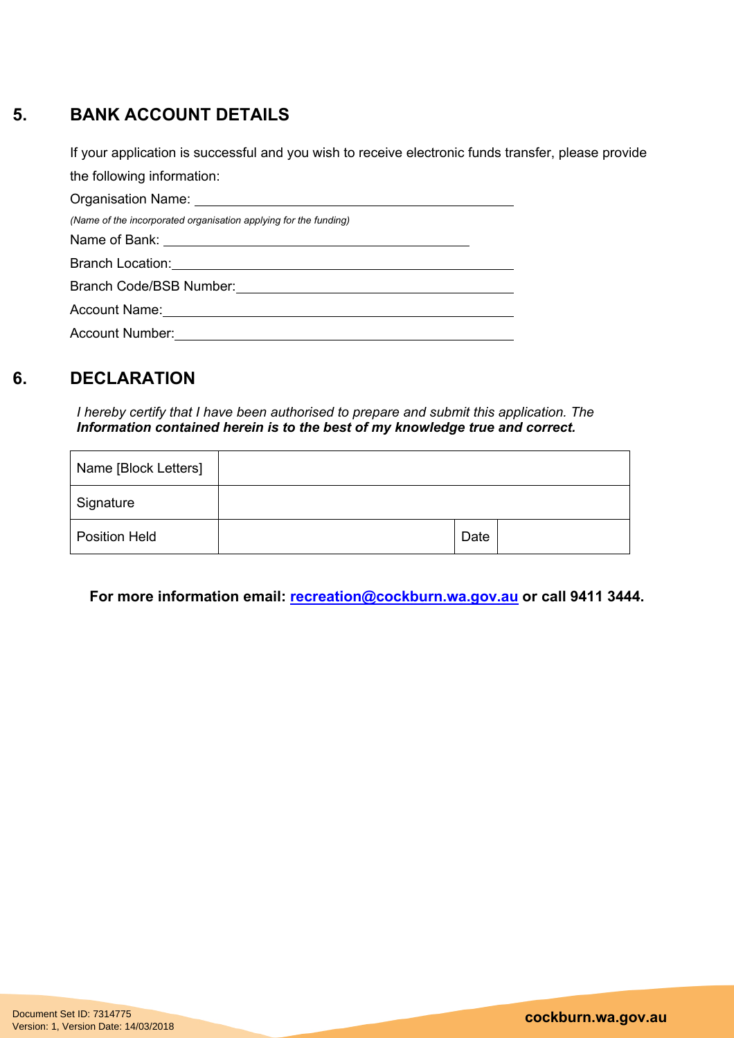## 5. BANK ACCOUNT DETAILS

If your application is successful and you wish to receive electronic funds transfer, please provide the following information:

Organisation Name: ____________________________________________

*(Name of the incorporated organisation applying for the funding)*

Name of Bank: ____________________________________________

Branch Location: ____________________________________________

Branch Code/BSB Number: ____________________________________________

Account Name: ____________________________________________

Account Number: ____________________________________________

## 6. DECLARATION

*I hereby certify that I have been authorised to prepare and submit this application. The* ***Information contained herein is to the best of my knowledge true and correct.***

| | | | |
|---|---|---|---|
| Name [Block Letters] | | | |
| Signature | | | |
| Position Held | | Date | |

**For more information email: [recreation@cockburn.wa.gov.au](mailto:recreation@cockburn.wa.gov.au) or call 9411 3444.**

Document Set ID: 7314775
Version: 1, Version Date: 14/03/2018

**cockburn.wa.gov.au**